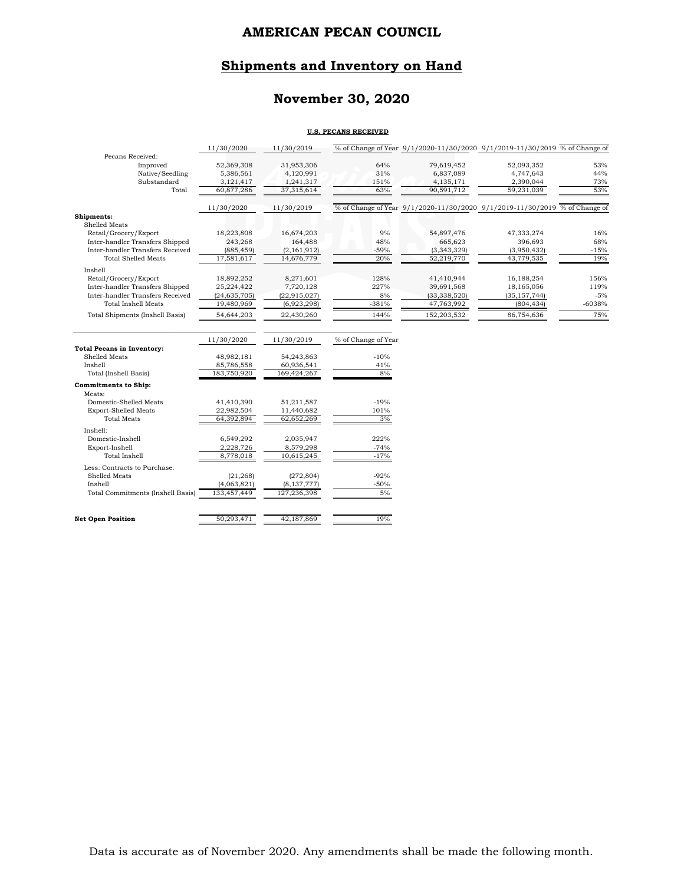# AMERICAN PECAN COUNCIL

## Shipments and Inventory on Hand

## November 30, 2020

**U.S. PECANS RECEIVED**

| | 11/30/2020 | 11/30/2019 | % of Change of Year | 9/1/2020-11/30/2020 | 9/1/2019-11/30/2019 | % of Change of |
|---|---|---|---|---|---|---|
| Pecans Received: | | | | | | |
| Improved | 52,369,308 | 31,953,306 | 64% | 79,619,452 | 52,093,352 | 53% |
| Native/Seedling | 5,386,561 | 4,120,991 | 31% | 6,837,089 | 4,747,643 | 44% |
| Substandard | 3,121,417 | 1,241,317 | 151% | 4,135,171 | 2,390,044 | 73% |
| Total | 60,877,286 | 37,315,614 | 63% | 90,591,712 | 59,231,039 | 53% |

| | 11/30/2020 | 11/30/2019 | % of Change of Year | 9/1/2020-11/30/2020 | 9/1/2019-11/30/2019 | % of Change of |
|---|---|---|---|---|---|---|
| **Shipments:** | | | | | | |
| Shelled Meats | | | | | | |
| Retail/Grocery/Export | 18,223,808 | 16,674,203 | 9% | 54,897,476 | 47,333,274 | 16% |
| Inter-handler Transfers Shipped | 243,268 | 164,488 | 48% | 665,623 | 396,693 | 68% |
| Inter-handler Transfers Received | (885,459) | (2,161,912) | -59% | (3,343,329) | (3,950,432) | -15% |
| Total Shelled Meats | 17,581,617 | 14,676,779 | 20% | 52,219,770 | 43,779,535 | 19% |
| Inshell | | | | | | |
| Retail/Grocery/Export | 18,892,252 | 8,271,601 | 128% | 41,410,944 | 16,188,254 | 156% |
| Inter-handler Transfers Shipped | 25,224,422 | 7,720,128 | 227% | 39,691,568 | 18,165,056 | 119% |
| Inter-handler Transfers Received | (24,635,705) | (22,915,027) | 8% | (33,338,520) | (35,157,744) | -5% |
| Total Inshell Meats | 19,480,969 | (6,923,298) | -381% | 47,763,992 | (804,434) | -6038% |
| Total Shipments (Inshell Basis) | 54,644,203 | 22,430,260 | 144% | 152,203,532 | 86,754,636 | 75% |

| | 11/30/2020 | 11/30/2019 | % of Change of Year |
|---|---|---|---|
| **Total Pecans in Inventory:** | | | |
| Shelled Meats | 48,982,181 | 54,243,863 | -10% |
| Inshell | 85,786,558 | 60,936,541 | 41% |
| Total (Inshell Basis) | 183,750,920 | 169,424,267 | 8% |
| **Commitments to Ship:** | | | |
| Meats: | | | |
| Domestic-Shelled Meats | 41,410,390 | 51,211,587 | -19% |
| Export-Shelled Meats | 22,982,504 | 11,440,682 | 101% |
| Total Meats | 64,392,894 | 62,652,269 | 3% |
| Inshell: | | | |
| Domestic-Inshell | 6,549,292 | 2,035,947 | 222% |
| Export-Inshell | 2,228,726 | 8,579,298 | -74% |
| Total Inshell | 8,778,018 | 10,615,245 | -17% |
| Less: Contracts to Purchase: | | | |
| Shelled Meats | (21,268) | (272,804) | -92% |
| Inshell | (4,063,821) | (8,137,777) | -50% |
| Total Commitments (Inshell Basis) | 133,457,449 | 127,236,398 | 5% |
| **Net Open Position** | 50,293,471 | 42,187,869 | 19% |

Data is accurate as of November 2020. Any amendments shall be made the following month.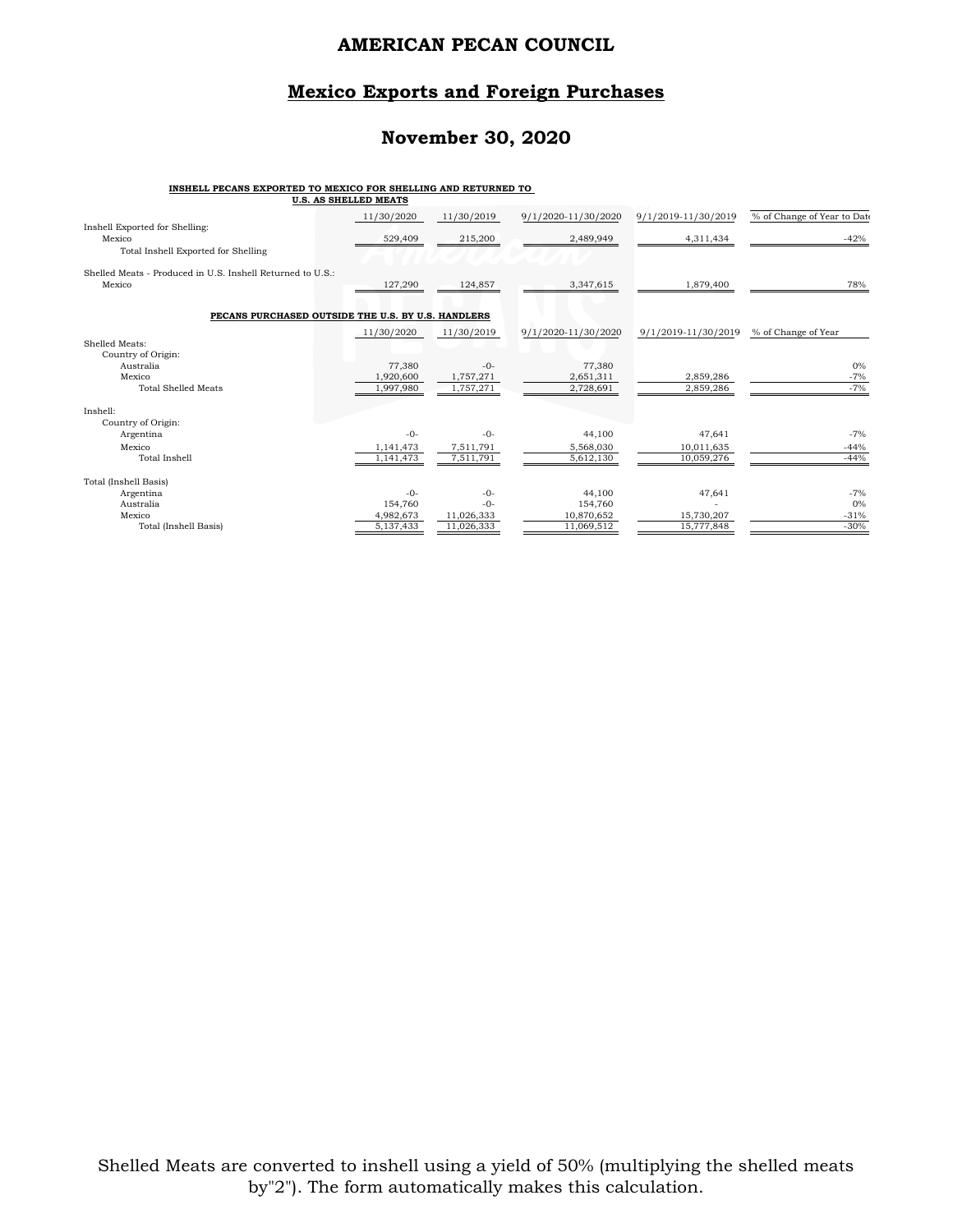# AMERICAN PECAN COUNCIL

## Mexico Exports and Foreign Purchases

## November 30, 2020

**INSHELL PECANS EXPORTED TO MEXICO FOR SHELLING AND RETURNED TO U.S. AS SHELLED MEATS**

| | 11/30/2020 | 11/30/2019 | 9/1/2020-11/30/2020 | 9/1/2019-11/30/2019 | % of Change of Year to Date |
|---|---|---|---|---|---|
| Inshell Exported for Shelling: | | | | | |
| Mexico | 529,409 | 215,200 | 2,489,949 | 4,311,434 | -42% |
| Total Inshell Exported for Shelling | | | | | |
| Shelled Meats - Produced in U.S. Inshell Returned to U.S.: | | | | | |
| Mexico | 127,290 | 124,857 | 3,347,615 | 1,879,400 | 78% |

**PECANS PURCHASED OUTSIDE THE U.S. BY U.S. HANDLERS**

| | 11/30/2020 | 11/30/2019 | 9/1/2020-11/30/2020 | 9/1/2019-11/30/2019 | % of Change of Year |
|---|---|---|---|---|---|
| Shelled Meats: | | | | | |
| Country of Origin: | | | | | |
| Australia | 77,380 | -0- | 77,380 | | 0% |
| Mexico | 1,920,600 | 1,757,271 | 2,651,311 | 2,859,286 | -7% |
| Total Shelled Meats | 1,997,980 | 1,757,271 | 2,728,691 | 2,859,286 | -7% |
| Inshell: | | | | | |
| Country of Origin: | | | | | |
| Argentina | -0- | -0- | 44,100 | 47,641 | -7% |
| Mexico | 1,141,473 | 7,511,791 | 5,568,030 | 10,011,635 | -44% |
| Total Inshell | 1,141,473 | 7,511,791 | 5,612,130 | 10,059,276 | -44% |
| Total (Inshell Basis) | | | | | |
| Argentina | -0- | -0- | 44,100 | 47,641 | -7% |
| Australia | 154,760 | -0- | 154,760 | - | 0% |
| Mexico | 4,982,673 | 11,026,333 | 10,870,652 | 15,730,207 | -31% |
| Total (Inshell Basis) | 5,137,433 | 11,026,333 | 11,069,512 | 15,777,848 | -30% |

Shelled Meats are converted to inshell using a yield of 50% (multiplying the shelled meats by"2"). The form automatically makes this calculation.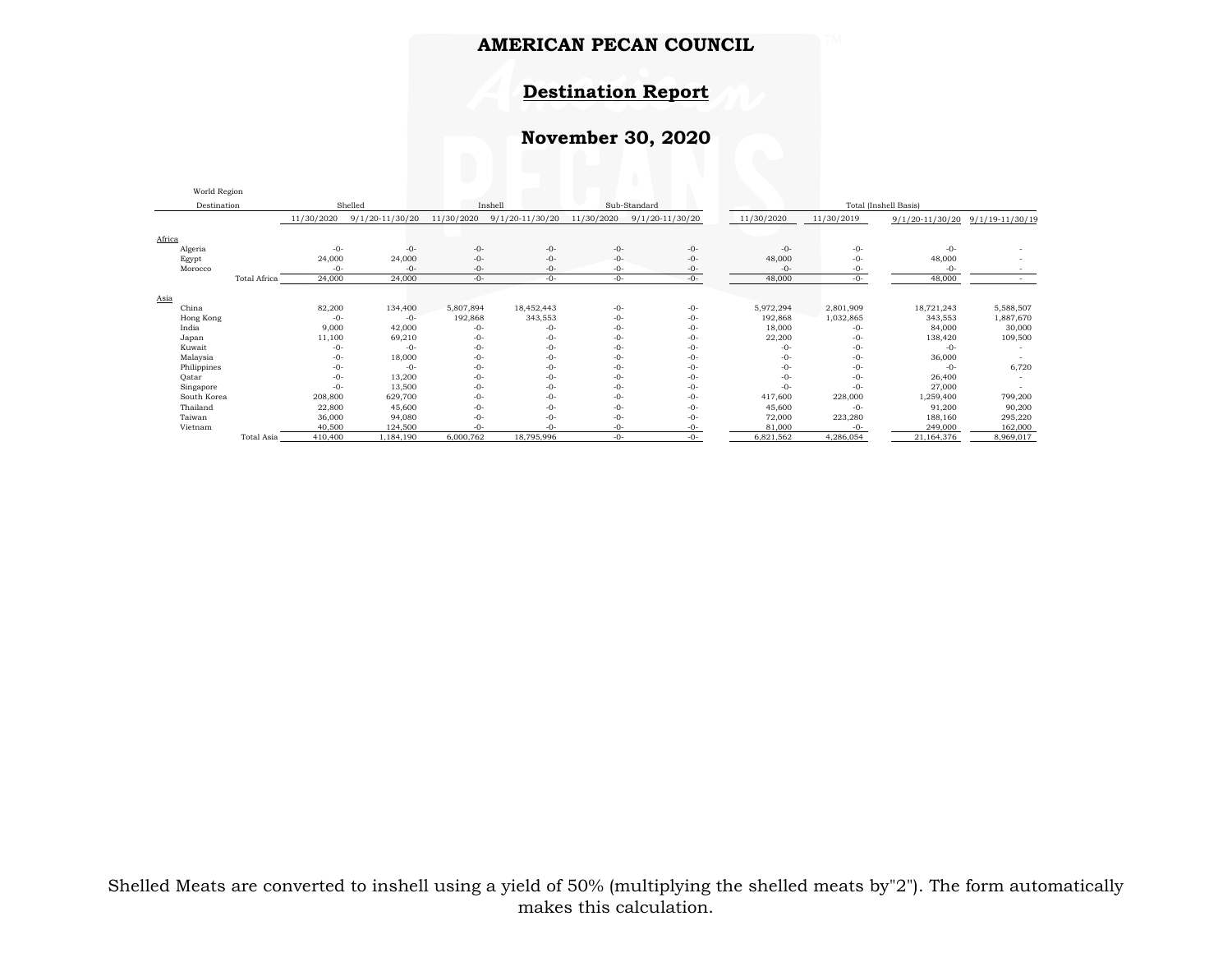# AMERICAN PECAN COUNCIL

## Destination Report

## November 30, 2020

| World Region Destination | Shelled | | Inshell | | Sub-Standard | | Total (Inshell Basis) | | | |
|---|---|---|---|---|---|---|---|---|---|---|
| | 11/30/2020 | 9/1/20-11/30/20 | 11/30/2020 | 9/1/20-11/30/20 | 11/30/2020 | 9/1/20-11/30/20 | 11/30/2020 | 11/30/2019 | 9/1/20-11/30/20 | 9/1/19-11/30/19 |
| Africa | | | | | | | | | | |
| Algeria | -0- | -0- | -0- | -0- | -0- | -0- | -0- | -0- | -0- | - |
| Egypt | 24,000 | 24,000 | -0- | -0- | -0- | -0- | 48,000 | -0- | 48,000 | - |
| Morocco | -0- | -0- | -0- | -0- | -0- | -0- | -0- | -0- | -0- | - |
| Total Africa | 24,000 | 24,000 | -0- | -0- | -0- | -0- | 48,000 | -0- | 48,000 | - |
| Asia | | | | | | | | | | |
| China | 82,200 | 134,400 | 5,807,894 | 18,452,443 | -0- | -0- | 5,972,294 | 2,801,909 | 18,721,243 | 5,588,507 |
| Hong Kong | -0- | -0- | 192,868 | 343,553 | -0- | -0- | 192,868 | 1,032,865 | 343,553 | 1,887,670 |
| India | 9,000 | 42,000 | -0- | -0- | -0- | -0- | 18,000 | -0- | 84,000 | 30,000 |
| Japan | 11,100 | 69,210 | -0- | -0- | -0- | -0- | 22,200 | -0- | 138,420 | 109,500 |
| Kuwait | -0- | -0- | -0- | -0- | -0- | -0- | -0- | -0- | -0- | - |
| Malaysia | -0- | 18,000 | -0- | -0- | -0- | -0- | -0- | -0- | 36,000 | - |
| Philippines | -0- | -0- | -0- | -0- | -0- | -0- | -0- | -0- | -0- | 6,720 |
| Qatar | -0- | 13,200 | -0- | -0- | -0- | -0- | -0- | -0- | 26,400 | - |
| Singapore | -0- | 13,500 | -0- | -0- | -0- | -0- | -0- | -0- | 27,000 | - |
| South Korea | 208,800 | 629,700 | -0- | -0- | -0- | -0- | 417,600 | 228,000 | 1,259,400 | 799,200 |
| Thailand | 22,800 | 45,600 | -0- | -0- | -0- | -0- | 45,600 | -0- | 91,200 | 90,200 |
| Taiwan | 36,000 | 94,080 | -0- | -0- | -0- | -0- | 72,000 | 223,280 | 188,160 | 295,220 |
| Vietnam | 40,500 | 124,500 | -0- | -0- | -0- | -0- | 81,000 | -0- | 249,000 | 162,000 |
| Total Asia | 410,400 | 1,184,190 | 6,000,762 | 18,795,996 | -0- | -0- | 6,821,562 | 4,286,054 | 21,164,376 | 8,969,017 |

Shelled Meats are converted to inshell using a yield of 50% (multiplying the shelled meats by"2"). The form automatically makes this calculation.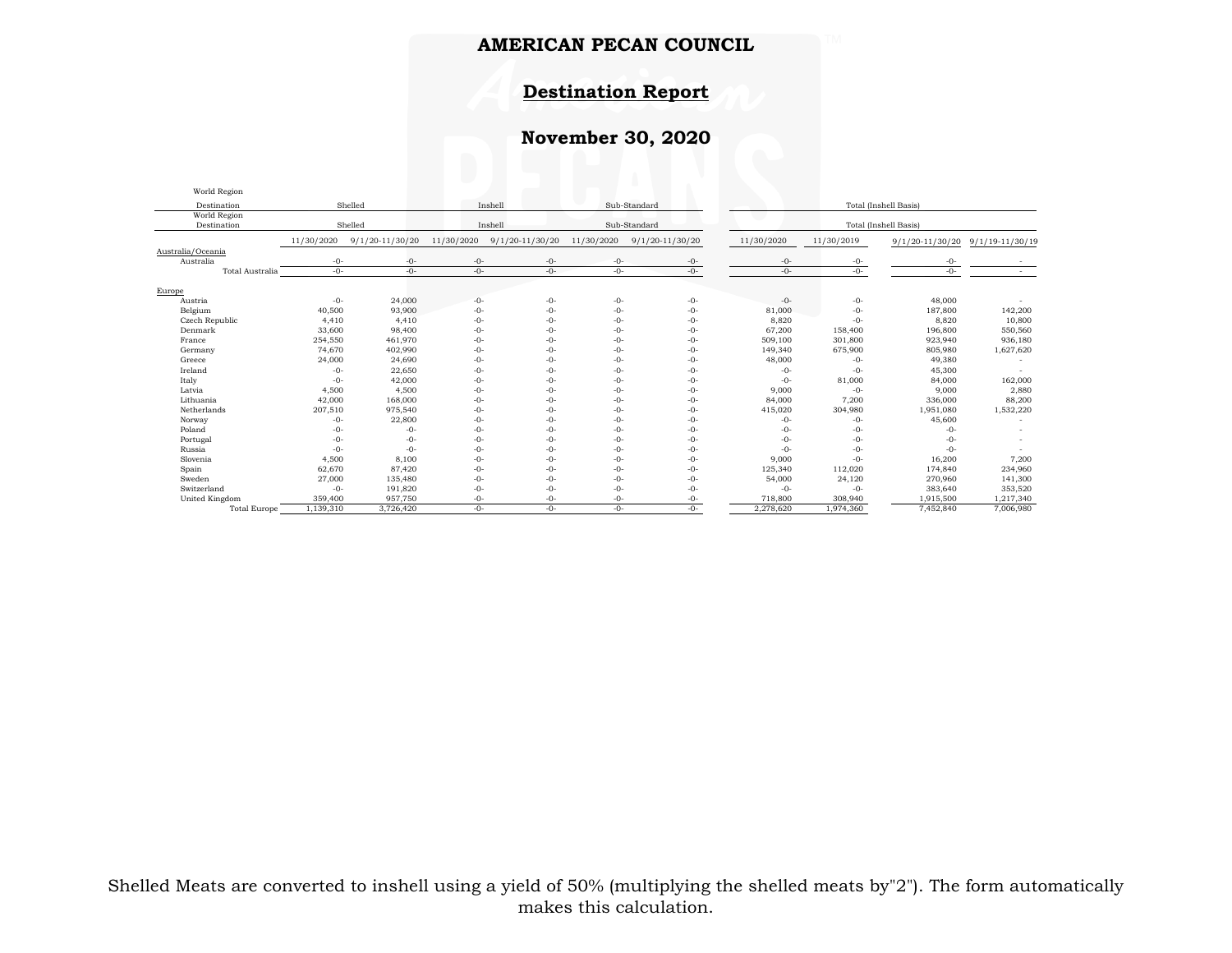# AMERICAN PECAN COUNCIL

## Destination Report

## November 30, 2020

| World Region Destination | Shelled | | Inshell | | Sub-Standard | | Total (Inshell Basis) | | | |
|---|---|---|---|---|---|---|---|---|---|---|
| | 11/30/2020 | 9/1/20-11/30/20 | 11/30/2020 | 9/1/20-11/30/20 | 11/30/2020 | 9/1/20-11/30/20 | 11/30/2020 | 11/30/2019 | 9/1/20-11/30/20 | 9/1/19-11/30/19 |
| **Australia/Oceania** | | | | | | | | | | |
| Australia | -0- | -0- | -0- | -0- | -0- | -0- | -0- | -0- | -0- | - |
| Total Australia | -0- | -0- | -0- | -0- | -0- | -0- | -0- | -0- | -0- | - |
| **Europe** | | | | | | | | | | |
| Austria | -0- | 24,000 | -0- | -0- | -0- | -0- | -0- | -0- | 48,000 | - |
| Belgium | 40,500 | 93,900 | -0- | -0- | -0- | -0- | 81,000 | -0- | 187,800 | 142,200 |
| Czech Republic | 4,410 | 4,410 | -0- | -0- | -0- | -0- | 8,820 | -0- | 8,820 | 10,800 |
| Denmark | 33,600 | 98,400 | -0- | -0- | -0- | -0- | 67,200 | 158,400 | 196,800 | 550,560 |
| France | 254,550 | 461,970 | -0- | -0- | -0- | -0- | 509,100 | 301,800 | 923,940 | 936,180 |
| Germany | 74,670 | 402,990 | -0- | -0- | -0- | -0- | 149,340 | 675,900 | 805,980 | 1,627,620 |
| Greece | 24,000 | 24,690 | -0- | -0- | -0- | -0- | 48,000 | -0- | 49,380 | - |
| Ireland | -0- | 22,650 | -0- | -0- | -0- | -0- | -0- | -0- | 45,300 | - |
| Italy | -0- | 42,000 | -0- | -0- | -0- | -0- | -0- | 81,000 | 84,000 | 162,000 |
| Latvia | 4,500 | 4,500 | -0- | -0- | -0- | -0- | 9,000 | -0- | 9,000 | 2,880 |
| Lithuania | 42,000 | 168,000 | -0- | -0- | -0- | -0- | 84,000 | 7,200 | 336,000 | 88,200 |
| Netherlands | 207,510 | 975,540 | -0- | -0- | -0- | -0- | 415,020 | 304,980 | 1,951,080 | 1,532,220 |
| Norway | -0- | 22,800 | -0- | -0- | -0- | -0- | -0- | -0- | 45,600 | - |
| Poland | -0- | -0- | -0- | -0- | -0- | -0- | -0- | -0- | -0- | - |
| Portugal | -0- | -0- | -0- | -0- | -0- | -0- | -0- | -0- | -0- | - |
| Russia | -0- | -0- | -0- | -0- | -0- | -0- | -0- | -0- | -0- | - |
| Slovenia | 4,500 | 8,100 | -0- | -0- | -0- | -0- | 9,000 | -0- | 16,200 | 7,200 |
| Spain | 62,670 | 87,420 | -0- | -0- | -0- | -0- | 125,340 | 112,020 | 174,840 | 234,960 |
| Sweden | 27,000 | 135,480 | -0- | -0- | -0- | -0- | 54,000 | 24,120 | 270,960 | 141,300 |
| Switzerland | -0- | 191,820 | -0- | -0- | -0- | -0- | -0- | -0- | 383,640 | 353,520 |
| United Kingdom | 359,400 | 957,750 | -0- | -0- | -0- | -0- | 718,800 | 308,940 | 1,915,500 | 1,217,340 |
| Total Europe | 1,139,310 | 3,726,420 | -0- | -0- | -0- | -0- | 2,278,620 | 1,974,360 | 7,452,840 | 7,006,980 |

Shelled Meats are converted to inshell using a yield of 50% (multiplying the shelled meats by"2"). The form automatically makes this calculation.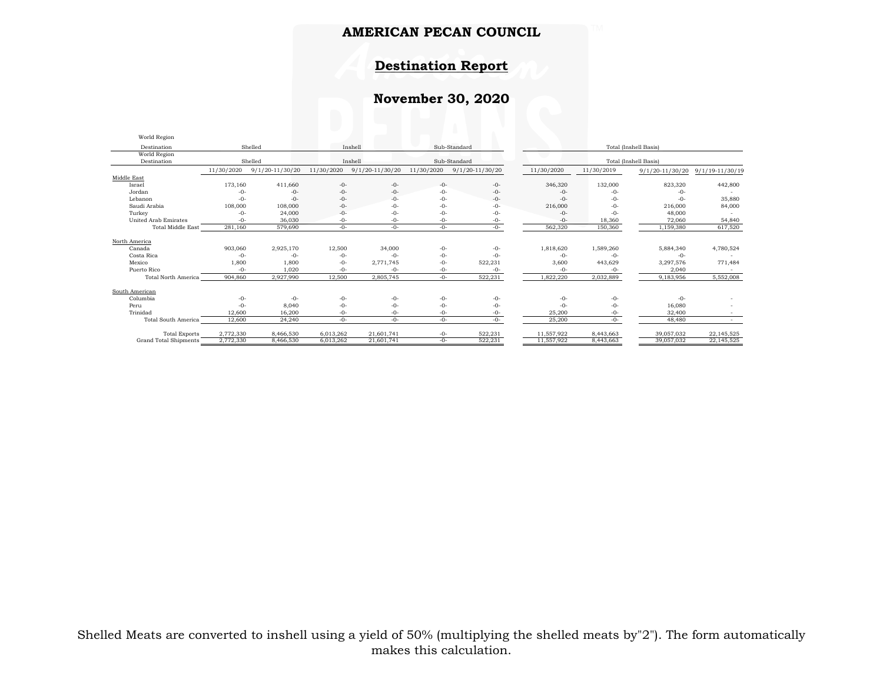# AMERICAN PECAN COUNCIL

## Destination Report

### November 30, 2020

| World Region Destination | Shelled | | Inshell | | Sub-Standard | | Total (Inshell Basis) | | | |
|---|---|---|---|---|---|---|---|---|---|---|
| | 11/30/2020 | 9/1/20-11/30/20 | 11/30/2020 | 9/1/20-11/30/20 | 11/30/2020 | 9/1/20-11/30/20 | 11/30/2020 | 11/30/2019 | 9/1/20-11/30/20 | 9/1/19-11/30/19 |
| Middle East | | | | | | | | | | |
| Israel | 173,160 | 411,660 | -0- | -0- | -0- | -0- | 346,320 | 132,000 | 823,320 | 442,800 |
| Jordan | -0- | -0- | -0- | -0- | -0- | -0- | -0- | -0- | -0- | - |
| Lebanon | -0- | -0- | -0- | -0- | -0- | -0- | -0- | -0- | -0- | 35,880 |
| Saudi Arabia | 108,000 | 108,000 | -0- | -0- | -0- | -0- | 216,000 | -0- | 216,000 | 84,000 |
| Turkey | -0- | 24,000 | -0- | -0- | -0- | -0- | -0- | -0- | 48,000 | - |
| United Arab Emirates | -0- | 36,030 | -0- | -0- | -0- | -0- | -0- | 18,360 | 72,060 | 54,840 |
| Total Middle East | 281,160 | 579,690 | -0- | -0- | -0- | -0- | 562,320 | 150,360 | 1,159,380 | 617,520 |
| North America | | | | | | | | | | |
| Canada | 903,060 | 2,925,170 | 12,500 | 34,000 | -0- | -0- | 1,818,620 | 1,589,260 | 5,884,340 | 4,780,524 |
| Costa Rica | -0- | -0- | -0- | -0- | -0- | -0- | -0- | -0- | -0- | - |
| Mexico | 1,800 | 1,800 | -0- | 2,771,745 | -0- | 522,231 | 3,600 | 443,629 | 3,297,576 | 771,484 |
| Puerto Rico | -0- | 1,020 | -0- | -0- | -0- | -0- | -0- | -0- | 2,040 | - |
| Total North America | 904,860 | 2,927,990 | 12,500 | 2,805,745 | -0- | 522,231 | 1,822,220 | 2,032,889 | 9,183,956 | 5,552,008 |
| South American | | | | | | | | | | |
| Columbia | -0- | -0- | -0- | -0- | -0- | -0- | -0- | -0- | -0- | - |
| Peru | -0- | 8,040 | -0- | -0- | -0- | -0- | -0- | -0- | 16,080 | - |
| Trinidad | 12,600 | 16,200 | -0- | -0- | -0- | -0- | 25,200 | -0- | 32,400 | - |
| Total South America | 12,600 | 24,240 | -0- | -0- | -0- | -0- | 25,200 | -0- | 48,480 | - |
| Total Exports | 2,772,330 | 8,466,530 | 6,013,262 | 21,601,741 | -0- | 522,231 | 11,557,922 | 8,443,663 | 39,057,032 | 22,145,525 |
| Grand Total Shipments | 2,772,330 | 8,466,530 | 6,013,262 | 21,601,741 | -0- | 522,231 | 11,557,922 | 8,443,663 | 39,057,032 | 22,145,525 |

Shelled Meats are converted to inshell using a yield of 50% (multiplying the shelled meats by"2"). The form automatically makes this calculation.